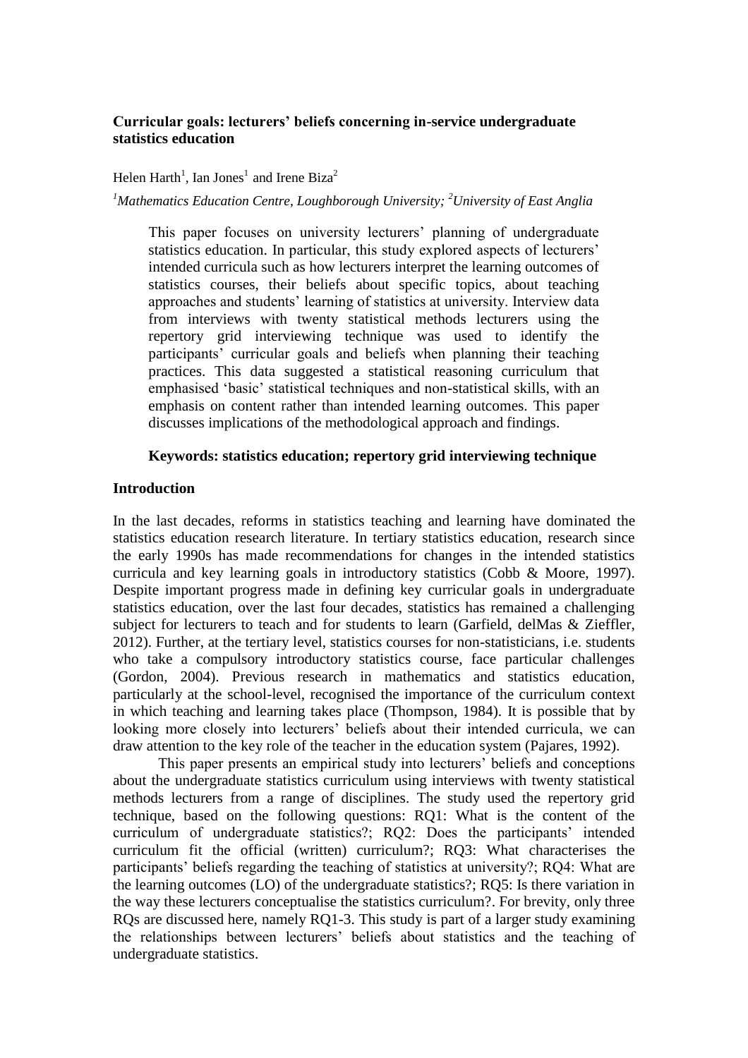# Curricular goals: lecturers' beliefs concerning in-service undergraduate statistics education

Helen Harth[1], Ian Jones[1] and Irene Biza[2]

*[1]Mathematics Education Centre, Loughborough University; [2]University of East Anglia*

> This paper focuses on university lecturers' planning of undergraduate statistics education. In particular, this study explored aspects of lecturers' intended curricula such as how lecturers interpret the learning outcomes of statistics courses, their beliefs about specific topics, about teaching approaches and students' learning of statistics at university. Interview data from interviews with twenty statistical methods lecturers using the repertory grid interviewing technique was used to identify the participants' curricular goals and beliefs when planning their teaching practices. This data suggested a statistical reasoning curriculum that emphasised 'basic' statistical techniques and non-statistical skills, with an emphasis on content rather than intended learning outcomes. This paper discusses implications of the methodological approach and findings.
>
> **Keywords: statistics education; repertory grid interviewing technique**

## Introduction

In the last decades, reforms in statistics teaching and learning have dominated the statistics education research literature. In tertiary statistics education, research since the early 1990s has made recommendations for changes in the intended statistics curricula and key learning goals in introductory statistics (Cobb & Moore, 1997). Despite important progress made in defining key curricular goals in undergraduate statistics education, over the last four decades, statistics has remained a challenging subject for lecturers to teach and for students to learn (Garfield, delMas & Zieffler, 2012). Further, at the tertiary level, statistics courses for non-statisticians, i.e. students who take a compulsory introductory statistics course, face particular challenges (Gordon, 2004). Previous research in mathematics and statistics education, particularly at the school-level, recognised the importance of the curriculum context in which teaching and learning takes place (Thompson, 1984). It is possible that by looking more closely into lecturers' beliefs about their intended curricula, we can draw attention to the key role of the teacher in the education system (Pajares, 1992).

This paper presents an empirical study into lecturers' beliefs and conceptions about the undergraduate statistics curriculum using interviews with twenty statistical methods lecturers from a range of disciplines. The study used the repertory grid technique, based on the following questions: RQ1: What is the content of the curriculum of undergraduate statistics?; RQ2: Does the participants' intended curriculum fit the official (written) curriculum?; RQ3: What characterises the participants' beliefs regarding the teaching of statistics at university?; RQ4: What are the learning outcomes (LO) of the undergraduate statistics?; RQ5: Is there variation in the way these lecturers conceptualise the statistics curriculum?. For brevity, only three RQs are discussed here, namely RQ1-3. This study is part of a larger study examining the relationships between lecturers' beliefs about statistics and the teaching of undergraduate statistics.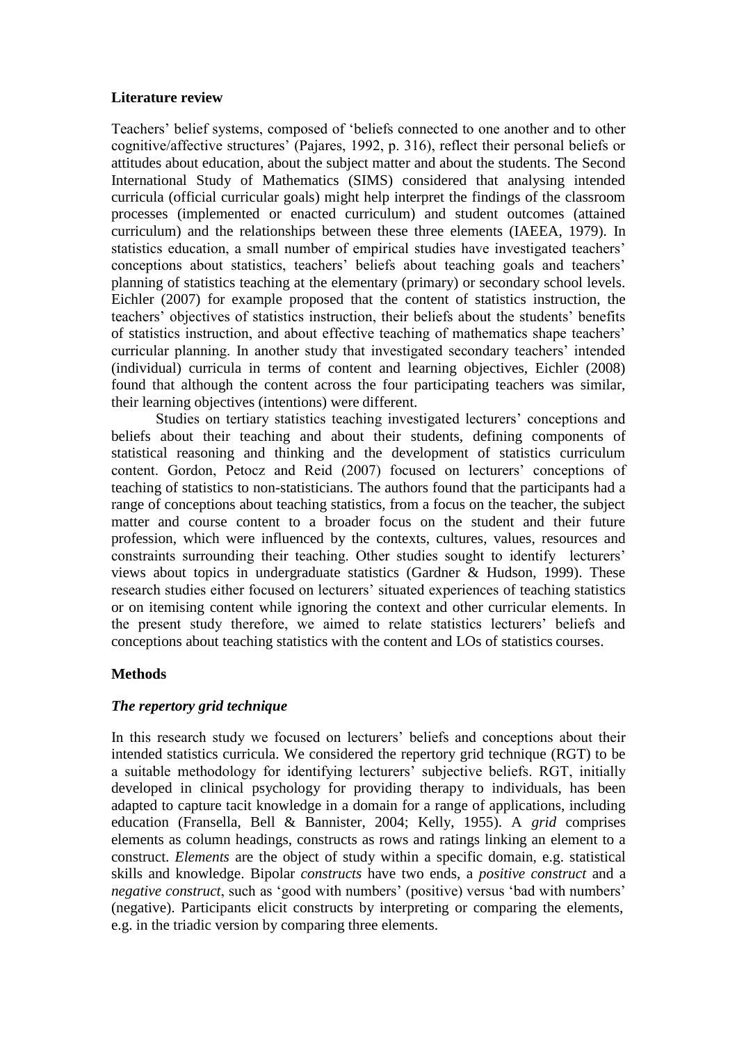## Literature review

Teachers' belief systems, composed of 'beliefs connected to one another and to other cognitive/affective structures' (Pajares, 1992, p. 316), reflect their personal beliefs or attitudes about education, about the subject matter and about the students. The Second International Study of Mathematics (SIMS) considered that analysing intended curricula (official curricular goals) might help interpret the findings of the classroom processes (implemented or enacted curriculum) and student outcomes (attained curriculum) and the relationships between these three elements (IAEEA, 1979). In statistics education, a small number of empirical studies have investigated teachers' conceptions about statistics, teachers' beliefs about teaching goals and teachers' planning of statistics teaching at the elementary (primary) or secondary school levels. Eichler (2007) for example proposed that the content of statistics instruction, the teachers' objectives of statistics instruction, their beliefs about the students' benefits of statistics instruction, and about effective teaching of mathematics shape teachers' curricular planning. In another study that investigated secondary teachers' intended (individual) curricula in terms of content and learning objectives, Eichler (2008) found that although the content across the four participating teachers was similar, their learning objectives (intentions) were different.

Studies on tertiary statistics teaching investigated lecturers' conceptions and beliefs about their teaching and about their students, defining components of statistical reasoning and thinking and the development of statistics curriculum content. Gordon, Petocz and Reid (2007) focused on lecturers' conceptions of teaching of statistics to non-statisticians. The authors found that the participants had a range of conceptions about teaching statistics, from a focus on the teacher, the subject matter and course content to a broader focus on the student and their future profession, which were influenced by the contexts, cultures, values, resources and constraints surrounding their teaching. Other studies sought to identify lecturers' views about topics in undergraduate statistics (Gardner & Hudson, 1999). These research studies either focused on lecturers' situated experiences of teaching statistics or on itemising content while ignoring the context and other curricular elements. In the present study therefore, we aimed to relate statistics lecturers' beliefs and conceptions about teaching statistics with the content and LOs of statistics courses.

## Methods

### *The repertory grid technique*

In this research study we focused on lecturers' beliefs and conceptions about their intended statistics curricula. We considered the repertory grid technique (RGT) to be a suitable methodology for identifying lecturers' subjective beliefs. RGT, initially developed in clinical psychology for providing therapy to individuals, has been adapted to capture tacit knowledge in a domain for a range of applications, including education (Fransella, Bell & Bannister, 2004; Kelly, 1955). A *grid* comprises elements as column headings, constructs as rows and ratings linking an element to a construct. *Elements* are the object of study within a specific domain, e.g. statistical skills and knowledge. Bipolar *constructs* have two ends, a *positive construct* and a *negative construct*, such as 'good with numbers' (positive) versus 'bad with numbers' (negative). Participants elicit constructs by interpreting or comparing the elements, e.g. in the triadic version by comparing three elements.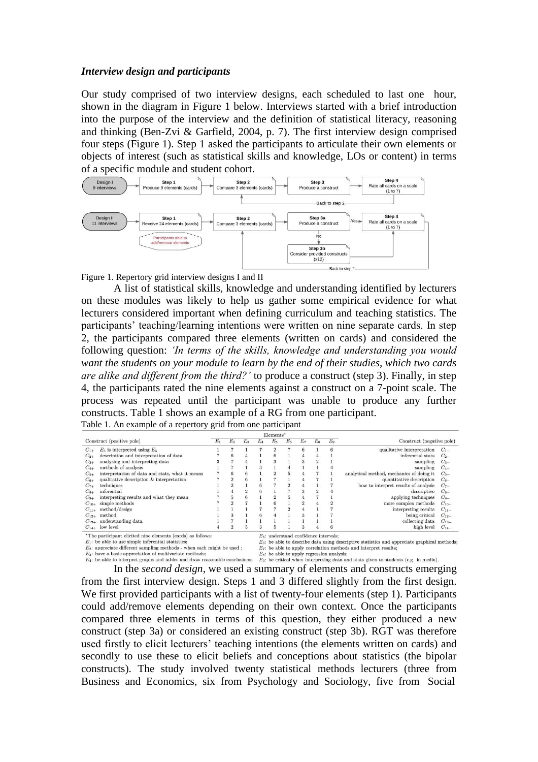***Interview design and participants***

Our study comprised of two interview designs, each scheduled to last one hour, shown in the diagram in Figure 1 below. Interviews started with a brief introduction into the purpose of the interview and the definition of statistical literacy, reasoning and thinking (Ben-Zvi & Garfield, 2004, p. 7). The first interview design comprised four steps (Figure 1). Step 1 asked the participants to articulate their own elements or objects of interest (such as statistical skills and knowledge, LOs or content) in terms of a specific module and student cohort.

Figure 1. Repertory grid interview designs I and II

A list of statistical skills, knowledge and understanding identified by lecturers on these modules was likely to help us gather some empirical evidence for what lecturers considered important when defining curriculum and teaching statistics. The participants' teaching/learning intentions were written on nine separate cards. In step 2, the participants compared three elements (written on cards) and considered the following question: *'In terms of the skills, knowledge and understanding you would want the students on your module to learn by the end of their studies, which two cards are alike and different from the third?'* to produce a construct (step 3). Finally, in step 4, the participants rated the nine elements against a construct on a 7-point scale. The process was repeated until the participant was unable to produce any further constructs. Table 1 shows an example of a RG from one participant.

Table 1. An example of a repertory grid from one participant

| Construct (positive pole) | | $E_1$ | $E_2$ | $E_3$ | $E_4$ | $E_5$ | $E_6$ | $E_7$ | $E_8$ | $E_9$ | Construct (negative pole) | |
|---|---|---|---|---|---|---|---|---|---|---|---|---|
| $C_{1+}$ | $E_3$ is interpreted using $E_5$ | 1 | 7 | 1 | 7 | 2 | 7 | 6 | 1 | 6 | qualitative interpretation | $C_{1-}$ |
| $C_{2+}$ | description and interpretation of data | 7 | 6 | 4 | 1 | 6 | 1 | 4 | 4 | 1 | inferential stats | $C_{2-}$ |
| $C_{3+}$ | analysing and interpreting data | 3 | 7 | 4 | 1 | 3 | 1 | 3 | 2 | 1 | sampling | $C_{3-}$ |
| $C_{4+}$ | methods of analysis | 1 | 7 | 1 | 3 | 1 | 4 | 1 | 1 | 4 | sampling | $C_{4-}$ |
| $C_{5+}$ | interpretation of data and stats, what it means | 7 | 6 | 6 | 1 | 2 | 5 | 4 | 7 | 1 | analytical method, mechanics of doing it | $C_{5-}$ |
| $C_{6+}$ | qualitative description & interpretation | 7 | 2 | 6 | 1 | 7 | 1 | 4 | 7 | 1 | quantitative description | $C_{6-}$ |
| $C_{7+}$ | techniques | 1 | 2 | 1 | 6 | 7 | 2 | 4 | 1 | 7 | how to interpret results of analysis | $C_{7-}$ |
| $C_{8+}$ | inferential | 1 | 4 | 2 | 6 | 1 | 7 | 3 | 2 | 4 | descriptive | $C_{8-}$ |
| $C_{9+}$ | interpreting results and what they mean | 7 | 5 | 6 | 1 | 2 | 5 | 4 | 7 | 1 | applying techniques | $C_{9-}$ |
| $C_{10+}$ | simple methods | 7 | 2 | 7 | 1 | 6 | 1 | 2 | 4 | 2 | more complex methods | $C_{10-}$ |
| $C_{11+}$ | method/design | 1 | 1 | 1 | 7 | 7 | 2 | 4 | 1 | 7 | interpreting results | $C_{11-}$ |
| $C_{12+}$ | method | 1 | 3 | 1 | 6 | 4 | 1 | 3 | 1 | 7 | being critical | $C_{12-}$ |
| $C_{13+}$ | understanding data | 1 | 7 | 1 | 1 | 1 | 1 | 1 | 1 | 1 | collecting data | $C_{13-}$ |
| $C_{14+}$ | low level | 4 | 2 | 5 | 3 | 5 | 1 | 3 | 4 | 6 | high level | $C_{14-}$ |

*The participant elicited nine elements (cards) as follows:
$E_1$: be able to use simple inferential statistics;
$E_2$: appreciate different sampling methods - when each might be used ;
$E_3$: have a basic appreciation of multivariate methods;
$E_4$: be able to interpret graphs and tables and draw reasonable conclusions;
$E_5$: understand confidence intervals;
$E_6$: be able to describe data using descriptive statistics and appreciate graphical methods;
$E_7$: be able to apply correlation methods and interpret results;
$E_8$: be able to apply regression analysis;
$E_9$: be critical when interpreting data and stats given to students (e.g. in media).

In the *second design*, we used a summary of elements and constructs emerging from the first interview design. Steps 1 and 3 differed slightly from the first design. We first provided participants with a list of twenty-four elements (step 1). Participants could add/remove elements depending on their own context. Once the participants compared three elements in terms of this question, they either produced a new construct (step 3a) or considered an existing construct (step 3b). RGT was therefore used firstly to elicit lecturers' teaching intentions (the elements written on cards) and secondly to use these to elicit beliefs and conceptions about statistics (the bipolar constructs). The study involved twenty statistical methods lecturers (three from Business and Economics, six from Psychology and Sociology, five from Social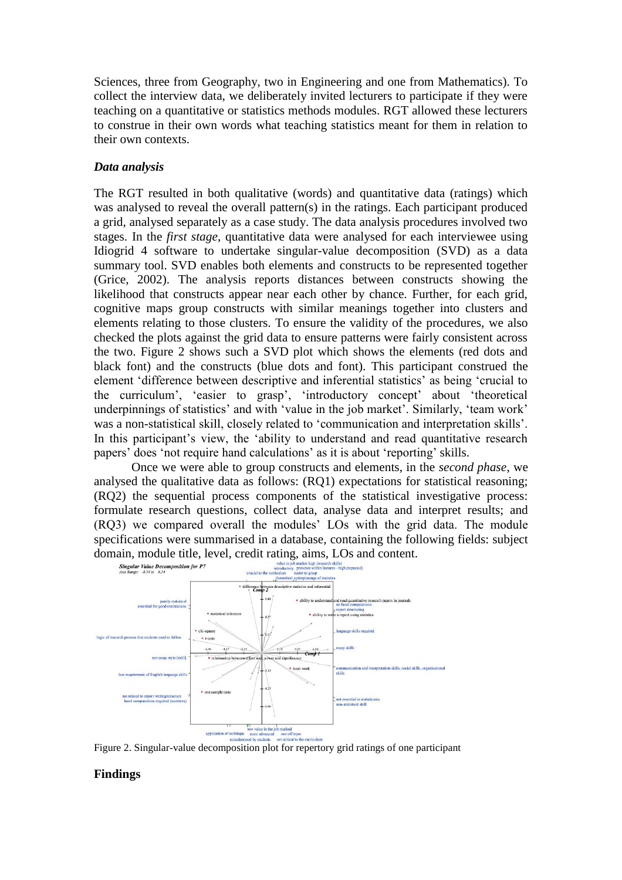Sciences, three from Geography, two in Engineering and one from Mathematics). To collect the interview data, we deliberately invited lecturers to participate if they were teaching on a quantitative or statistics methods modules. RGT allowed these lecturers to construe in their own words what teaching statistics meant for them in relation to their own contexts.

### *Data analysis*

The RGT resulted in both qualitative (words) and quantitative data (ratings) which was analysed to reveal the overall pattern(s) in the ratings. Each participant produced a grid, analysed separately as a case study. The data analysis procedures involved two stages. In the *first stage*, quantitative data were analysed for each interviewee using Idiogrid 4 software to undertake singular-value decomposition (SVD) as a data summary tool. SVD enables both elements and constructs to be represented together (Grice, 2002). The analysis reports distances between constructs showing the likelihood that constructs appear near each other by chance. Further, for each grid, cognitive maps group constructs with similar meanings together into clusters and elements relating to those clusters. To ensure the validity of the procedures, we also checked the plots against the grid data to ensure patterns were fairly consistent across the two. Figure 2 shows such a SVD plot which shows the elements (red dots and black font) and the constructs (blue dots and font). This participant construed the element 'difference between descriptive and inferential statistics' as being 'crucial to the curriculum', 'easier to grasp', 'introductory concept' about 'theoretical underpinnings of statistics' and with 'value in the job market'. Similarly, 'team work' was a non-statistical skill, closely related to 'communication and interpretation skills'. In this participant's view, the 'ability to understand and read quantitative research papers' does 'not require hand calculations' as it is about 'reporting' skills.

Once we were able to group constructs and elements, in the *second phase*, we analysed the qualitative data as follows: (RQ1) expectations for statistical reasoning; (RQ2) the sequential process components of the statistical investigative process: formulate research questions, collect data, analyse data and interpret results; and (RQ3) we compared overall the modules' LOs with the grid data. The module specifications were summarised in a database, containing the following fields: subject domain, module title, level, credit rating, aims, LOs and content.

Figure 2. Singular-value decomposition plot for repertory grid ratings of one participant

## Findings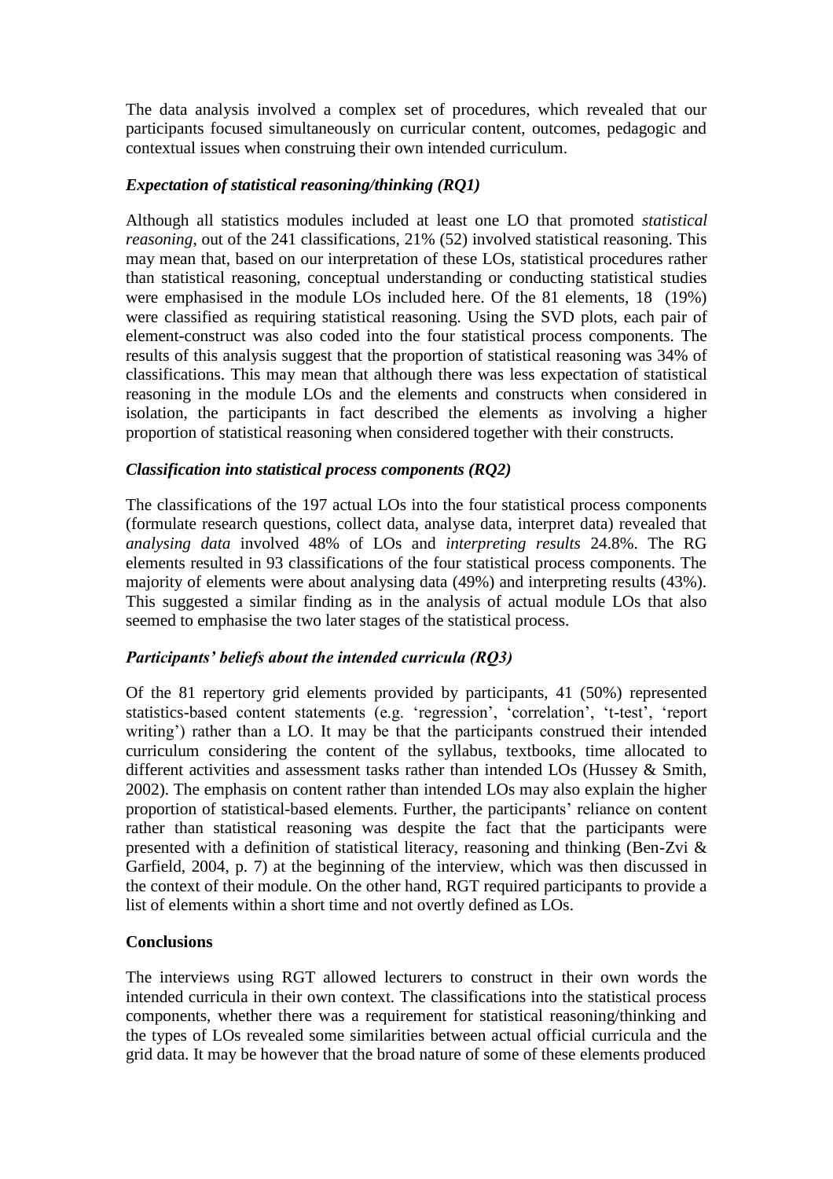The data analysis involved a complex set of procedures, which revealed that our participants focused simultaneously on curricular content, outcomes, pedagogic and contextual issues when construing their own intended curriculum.

### *Expectation of statistical reasoning/thinking (RQ1)*

Although all statistics modules included at least one LO that promoted *statistical reasoning*, out of the 241 classifications, 21% (52) involved statistical reasoning. This may mean that, based on our interpretation of these LOs, statistical procedures rather than statistical reasoning, conceptual understanding or conducting statistical studies were emphasised in the module LOs included here. Of the 81 elements, 18 (19%) were classified as requiring statistical reasoning. Using the SVD plots, each pair of element-construct was also coded into the four statistical process components. The results of this analysis suggest that the proportion of statistical reasoning was 34% of classifications. This may mean that although there was less expectation of statistical reasoning in the module LOs and the elements and constructs when considered in isolation, the participants in fact described the elements as involving a higher proportion of statistical reasoning when considered together with their constructs.

### *Classification into statistical process components (RQ2)*

The classifications of the 197 actual LOs into the four statistical process components (formulate research questions, collect data, analyse data, interpret data) revealed that *analysing data* involved 48% of LOs and *interpreting results* 24.8%. The RG elements resulted in 93 classifications of the four statistical process components. The majority of elements were about analysing data (49%) and interpreting results (43%). This suggested a similar finding as in the analysis of actual module LOs that also seemed to emphasise the two later stages of the statistical process.

### *Participants' beliefs about the intended curricula (RQ3)*

Of the 81 repertory grid elements provided by participants, 41 (50%) represented statistics-based content statements (e.g. 'regression', 'correlation', 't-test', 'report writing') rather than a LO. It may be that the participants construed their intended curriculum considering the content of the syllabus, textbooks, time allocated to different activities and assessment tasks rather than intended LOs (Hussey & Smith, 2002). The emphasis on content rather than intended LOs may also explain the higher proportion of statistical-based elements. Further, the participants' reliance on content rather than statistical reasoning was despite the fact that the participants were presented with a definition of statistical literacy, reasoning and thinking (Ben-Zvi & Garfield, 2004, p. 7) at the beginning of the interview, which was then discussed in the context of their module. On the other hand, RGT required participants to provide a list of elements within a short time and not overtly defined as LOs.

## Conclusions

The interviews using RGT allowed lecturers to construct in their own words the intended curricula in their own context. The classifications into the statistical process components, whether there was a requirement for statistical reasoning/thinking and the types of LOs revealed some similarities between actual official curricula and the grid data. It may be however that the broad nature of some of these elements produced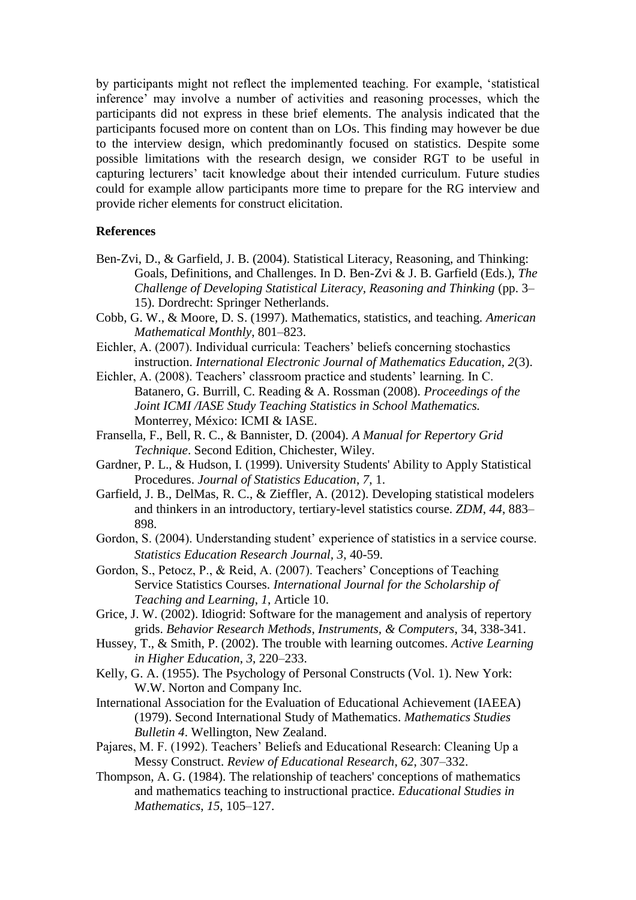by participants might not reflect the implemented teaching. For example, 'statistical inference' may involve a number of activities and reasoning processes, which the participants did not express in these brief elements. The analysis indicated that the participants focused more on content than on LOs. This finding may however be due to the interview design, which predominantly focused on statistics. Despite some possible limitations with the research design, we consider RGT to be useful in capturing lecturers' tacit knowledge about their intended curriculum. Future studies could for example allow participants more time to prepare for the RG interview and provide richer elements for construct elicitation.

## References

Ben-Zvi, D., & Garfield, J. B. (2004). Statistical Literacy, Reasoning, and Thinking: Goals, Definitions, and Challenges. In D. Ben-Zvi & J. B. Garfield (Eds.), *The Challenge of Developing Statistical Literacy, Reasoning and Thinking* (pp. 3–15). Dordrecht: Springer Netherlands.

Cobb, G. W., & Moore, D. S. (1997). Mathematics, statistics, and teaching. *American Mathematical Monthly*, 801–823.

Eichler, A. (2007). Individual curricula: Teachers' beliefs concerning stochastics instruction. *International Electronic Journal of Mathematics Education, 2*(3).

Eichler, A. (2008). Teachers' classroom practice and students' learning. In C. Batanero, G. Burrill, C. Reading & A. Rossman (2008). *Proceedings of the Joint ICMI /IASE Study Teaching Statistics in School Mathematics.* Monterrey, México: ICMI & IASE.

Fransella, F., Bell, R. C., & Bannister, D. (2004). *A Manual for Repertory Grid Technique*. Second Edition, Chichester, Wiley.

Gardner, P. L., & Hudson, I. (1999). University Students' Ability to Apply Statistical Procedures. *Journal of Statistics Education*, *7*, 1.

Garfield, J. B., DelMas, R. C., & Zieffler, A. (2012). Developing statistical modelers and thinkers in an introductory, tertiary-level statistics course. *ZDM*, *44*, 883–898.

Gordon, S. (2004). Understanding student' experience of statistics in a service course. *Statistics Education Research Journal*, *3*, 40-59.

Gordon, S., Petocz, P., & Reid, A. (2007). Teachers' Conceptions of Teaching Service Statistics Courses. *International Journal for the Scholarship of Teaching and Learning*, *1*, Article 10.

Grice, J. W. (2002). Idiogrid: Software for the management and analysis of repertory grids. *Behavior Research Methods, Instruments, & Computers*, 34, 338-341.

Hussey, T., & Smith, P. (2002). The trouble with learning outcomes. *Active Learning in Higher Education*, *3*, 220–233.

Kelly, G. A. (1955). The Psychology of Personal Constructs (Vol. 1). New York: W.W. Norton and Company Inc.

International Association for the Evaluation of Educational Achievement (IAEEA) (1979). Second International Study of Mathematics. *Mathematics Studies Bulletin 4*. Wellington, New Zealand.

Pajares, M. F. (1992). Teachers' Beliefs and Educational Research: Cleaning Up a Messy Construct. *Review of Educational Research*, *62*, 307–332.

Thompson, A. G. (1984). The relationship of teachers' conceptions of mathematics and mathematics teaching to instructional practice. *Educational Studies in Mathematics*, *15*, 105–127.